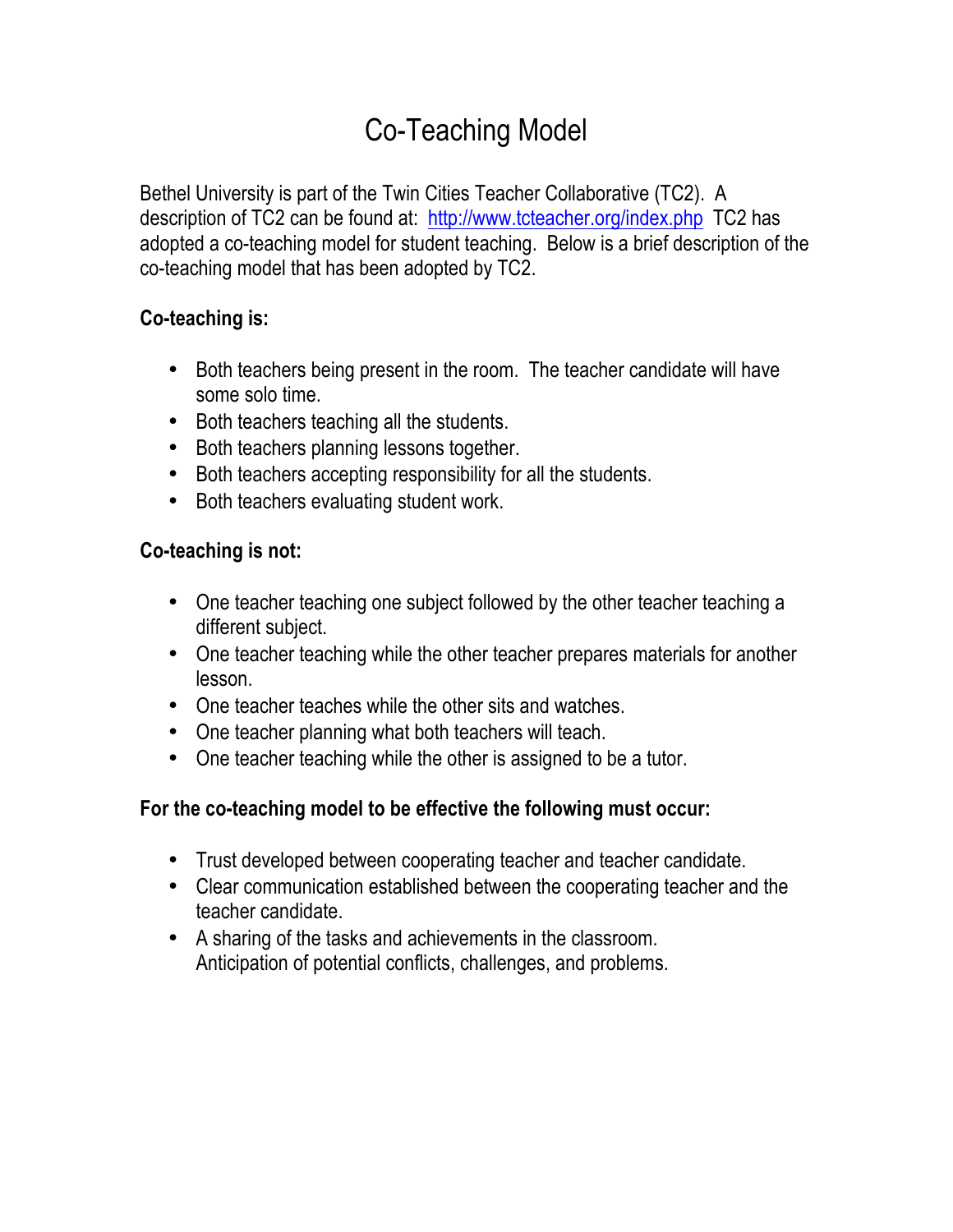# Co-Teaching Model

Bethel University is part of the Twin Cities Teacher Collaborative (TC2). A description of TC2 can be found at: http://www.tcteacher.org/index.php TC2 has adopted a co-teaching model for student teaching. Below is a brief description of the co-teaching model that has been adopted by TC2.

**Co-teaching is:**

- Both teachers being present in the room. The teacher candidate will have some solo time.
- Both teachers teaching all the students.
- Both teachers planning lessons together.
- Both teachers accepting responsibility for all the students.
- Both teachers evaluating student work.

**Co-teaching is not:**

- One teacher teaching one subject followed by the other teacher teaching a different subject.
- One teacher teaching while the other teacher prepares materials for another lesson.
- One teacher teaches while the other sits and watches.
- One teacher planning what both teachers will teach.
- One teacher teaching while the other is assigned to be a tutor.

**For the co-teaching model to be effective the following must occur:**

- Trust developed between cooperating teacher and teacher candidate.
- Clear communication established between the cooperating teacher and the teacher candidate.
- A sharing of the tasks and achievements in the classroom.
  Anticipation of potential conflicts, challenges, and problems.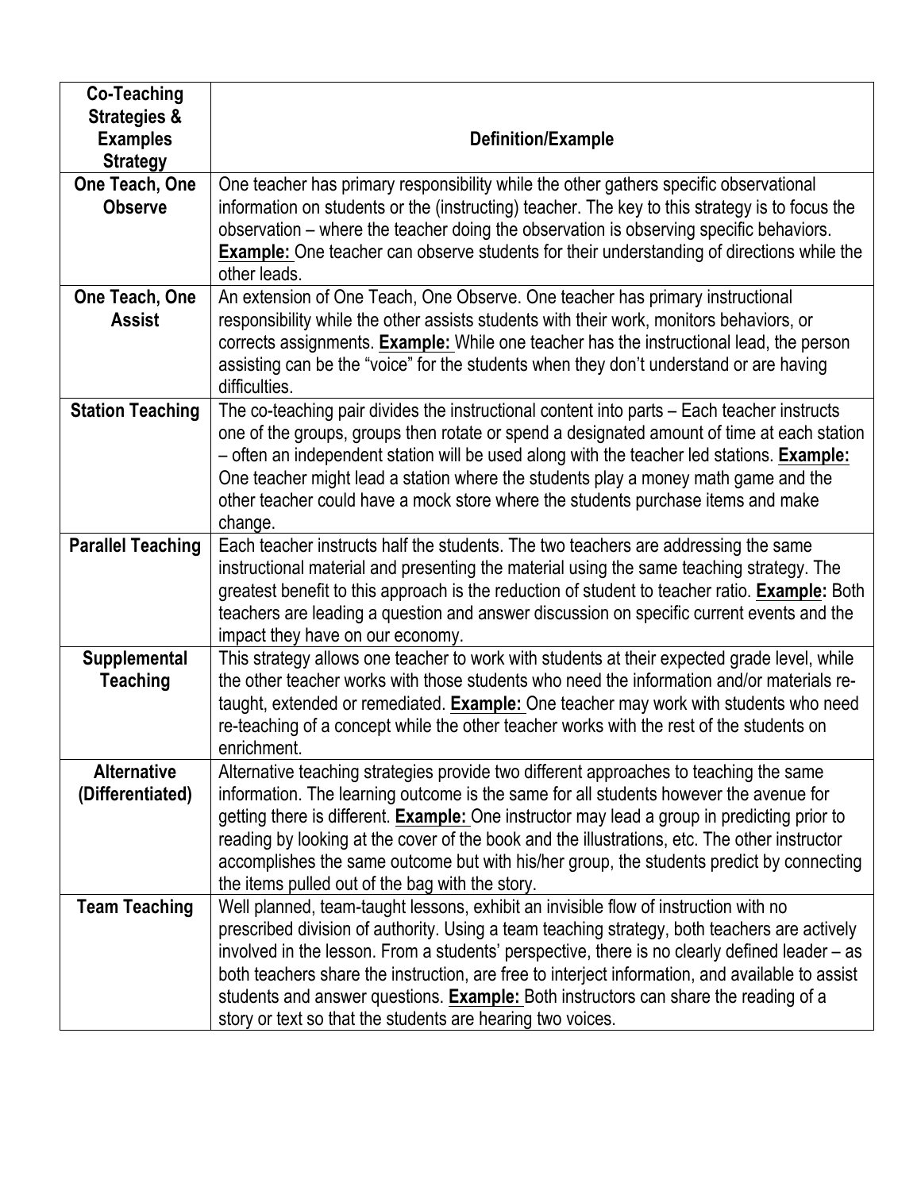| Co-Teaching Strategies & Examples Strategy | Definition/Example |
|---|---|
| **One Teach, One Observe** | One teacher has primary responsibility while the other gathers specific observational information on students or the (instructing) teacher. The key to this strategy is to focus the observation – where the teacher doing the observation is observing specific behaviors. **Example:** One teacher can observe students for their understanding of directions while the other leads. |
| **One Teach, One Assist** | An extension of One Teach, One Observe. One teacher has primary instructional responsibility while the other assists students with their work, monitors behaviors, or corrects assignments. **Example:** While one teacher has the instructional lead, the person assisting can be the "voice" for the students when they don't understand or are having difficulties. |
| **Station Teaching** | The co-teaching pair divides the instructional content into parts – Each teacher instructs one of the groups, groups then rotate or spend a designated amount of time at each station – often an independent station will be used along with the teacher led stations. **Example:** One teacher might lead a station where the students play a money math game and the other teacher could have a mock store where the students purchase items and make change. |
| **Parallel Teaching** | Each teacher instructs half the students. The two teachers are addressing the same instructional material and presenting the material using the same teaching strategy. The greatest benefit to this approach is the reduction of student to teacher ratio. **Example:** Both teachers are leading a question and answer discussion on specific current events and the impact they have on our economy. |
| **Supplemental Teaching** | This strategy allows one teacher to work with students at their expected grade level, while the other teacher works with those students who need the information and/or materials re-taught, extended or remediated. **Example:** One teacher may work with students who need re-teaching of a concept while the other teacher works with the rest of the students on enrichment. |
| **Alternative (Differentiated)** | Alternative teaching strategies provide two different approaches to teaching the same information. The learning outcome is the same for all students however the avenue for getting there is different. **Example:** One instructor may lead a group in predicting prior to reading by looking at the cover of the book and the illustrations, etc. The other instructor accomplishes the same outcome but with his/her group, the students predict by connecting the items pulled out of the bag with the story. |
| **Team Teaching** | Well planned, team-taught lessons, exhibit an invisible flow of instruction with no prescribed division of authority. Using a team teaching strategy, both teachers are actively involved in the lesson. From a students' perspective, there is no clearly defined leader – as both teachers share the instruction, are free to interject information, and available to assist students and answer questions. **Example:** Both instructors can share the reading of a story or text so that the students are hearing two voices. |